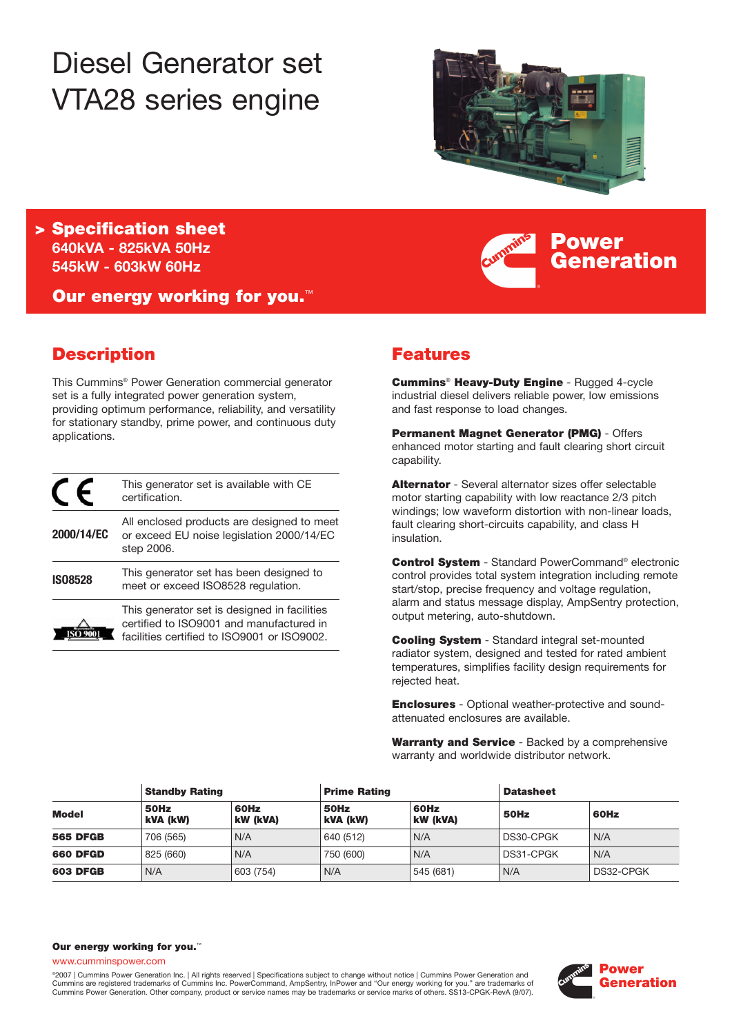# Diesel Generator set VTA28 series engine

## > Specification sheet

**640kVA - 825kVA 50Hz**
**545kW - 603kW 60Hz**

**Our energy working for you.™**

Cummins Power Generation

## Description

This Cummins® Power Generation commercial generator set is a fully integrated power generation system, providing optimum performance, reliability, and versatility for stationary standby, prime power, and continuous duty applications.

| | |
|---|---|
| CE | This generator set is available with CE certification. |
| **2000/14/EC** | All enclosed products are designed to meet or exceed EU noise legislation 2000/14/EC step 2006. |
| **ISO8528** | This generator set has been designed to meet or exceed ISO8528 regulation. |
| ISO 9001 | This generator set is designed in facilities certified to ISO9001 and manufactured in facilities certified to ISO9001 or ISO9002. |

## Features

**Cummins® Heavy-Duty Engine** - Rugged 4-cycle industrial diesel delivers reliable power, low emissions and fast response to load changes.

**Permanent Magnet Generator (PMG)** - Offers enhanced motor starting and fault clearing short circuit capability.

**Alternator** - Several alternator sizes offer selectable motor starting capability with low reactance 2/3 pitch windings; low waveform distortion with non-linear loads, fault clearing short-circuits capability, and class H insulation.

**Control System** - Standard PowerCommand® electronic control provides total system integration including remote start/stop, precise frequency and voltage regulation, alarm and status message display, AmpSentry protection, output metering, auto-shutdown.

**Cooling System** - Standard integral set-mounted radiator system, designed and tested for rated ambient temperatures, simplifies facility design requirements for rejected heat.

**Enclosures** - Optional weather-protective and sound-attenuated enclosures are available.

**Warranty and Service** - Backed by a comprehensive warranty and worldwide distributor network.

| | Standby Rating | | Prime Rating | | Datasheet | |
|---|---|---|---|---|---|---|
| **Model** | **50Hz kVA (kW)** | **60Hz kW (kVA)** | **50Hz kVA (kW)** | **60Hz kW (kVA)** | **50Hz** | **60Hz** |
| **565 DFGB** | 706 (565) | N/A | 640 (512) | N/A | DS30-CPGK | N/A |
| **660 DFGD** | 825 (660) | N/A | 750 (600) | N/A | DS31-CPGK | N/A |
| **603 DFGB** | N/A | 603 (754) | N/A | 545 (681) | N/A | DS32-CPGK |

**Our energy working for you.™**

www.cumminspower.com

©2007 | Cummins Power Generation Inc. | All rights reserved | Specifications subject to change without notice | Cummins Power Generation and Cummins are registered trademarks of Cummins Inc. PowerCommand, AmpSentry, InPower and "Our energy working for you." are trademarks of Cummins Power Generation. Other company, product or service names may be trademarks or service marks of others. SS13-CPGK-RevA (9/07).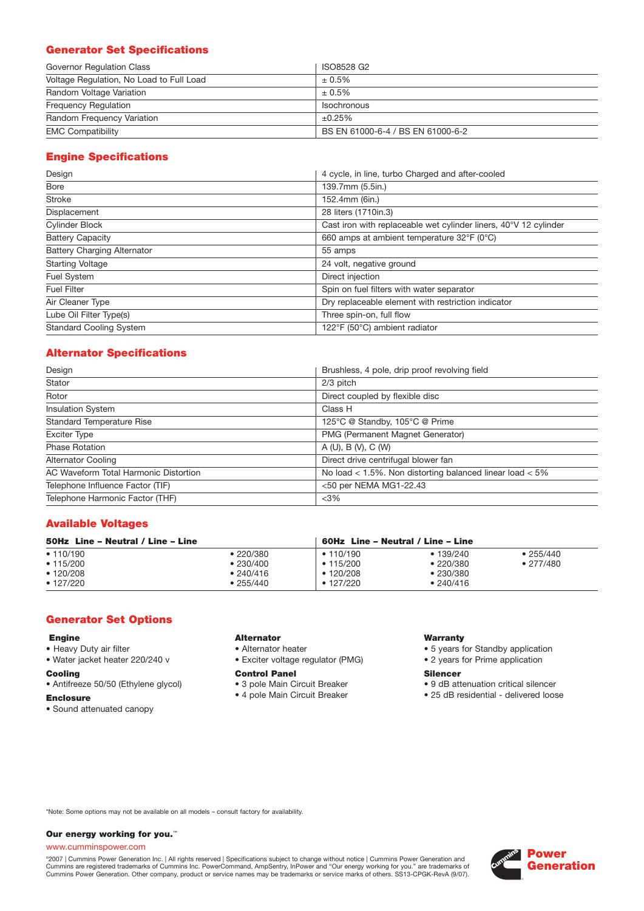## Generator Set Specifications

| | |
|---|---|
| Governor Regulation Class | ISO8528 G2 |
| Voltage Regulation, No Load to Full Load | ± 0.5% |
| Random Voltage Variation | ± 0.5% |
| Frequency Regulation | Isochronous |
| Random Frequency Variation | ±0.25% |
| EMC Compatibility | BS EN 61000-6-4 / BS EN 61000-6-2 |

## Engine Specifications

| | |
|---|---|
| Design | 4 cycle, in line, turbo Charged and after-cooled |
| Bore | 139.7mm (5.5in.) |
| Stroke | 152.4mm (6in.) |
| Displacement | 28 liters (1710in.3) |
| Cylinder Block | Cast iron with replaceable wet cylinder liners, 40°V 12 cylinder |
| Battery Capacity | 660 amps at ambient temperature 32°F (0°C) |
| Battery Charging Alternator | 55 amps |
| Starting Voltage | 24 volt, negative ground |
| Fuel System | Direct injection |
| Fuel Filter | Spin on fuel filters with water separator |
| Air Cleaner Type | Dry replaceable element with restriction indicator |
| Lube Oil Filter Type(s) | Three spin-on, full flow |
| Standard Cooling System | 122°F (50°C) ambient radiator |

## Alternator Specifications

| | |
|---|---|
| Design | Brushless, 4 pole, drip proof revolving field |
| Stator | 2/3 pitch |
| Rotor | Direct coupled by flexible disc |
| Insulation System | Class H |
| Standard Temperature Rise | 125°C @ Standby, 105°C @ Prime |
| Exciter Type | PMG (Permanent Magnet Generator) |
| Phase Rotation | A (U), B (V), C (W) |
| Alternator Cooling | Direct drive centrifugal blower fan |
| AC Waveform Total Harmonic Distortion | No load < 1.5%. Non distorting balanced linear load < 5% |
| Telephone Influence Factor (TIF) | <50 per NEMA MG1-22.43 |
| Telephone Harmonic Factor (THF) | <3% |

## Available Voltages

| **50Hz Line – Neutral / Line – Line** | | **60Hz Line – Neutral / Line – Line** | | |
|---|---|---|---|---|
| • 110/190 | • 220/380 | • 110/190 | • 139/240 | • 255/440 |
| • 115/200 | • 230/400 | • 115/200 | • 220/380 | • 277/480 |
| • 120/208 | • 240/416 | • 120/208 | • 230/380 | |
| • 127/220 | • 255/440 | • 127/220 | • 240/416 | |

## Generator Set Options

**Engine**
- Heavy Duty air filter
- Water jacket heater 220/240 v

**Cooling**
- Antifreeze 50/50 (Ethylene glycol)

**Enclosure**
- Sound attenuated canopy

**Alternator**
- Alternator heater
- Exciter voltage regulator (PMG)

**Control Panel**
- 3 pole Main Circuit Breaker
- 4 pole Main Circuit Breaker

**Warranty**
- 5 years for Standby application
- 2 years for Prime application

**Silencer**
- 9 dB attenuation critical silencer
- 25 dB residential - delivered loose

*Note: Some options may not be available on all models – consult factory for availability.

**Our energy working for you.™**

www.cumminspower.com

©2007 | Cummins Power Generation Inc. | All rights reserved | Specifications subject to change without notice | Cummins Power Generation and Cummins are registered trademarks of Cummins Inc. PowerCommand, AmpSentry, InPower and "Our energy working for you." are trademarks of Cummins Power Generation. Other company, product or service names may be trademarks or service marks of others. SS13-CPGK-RevA (9/07).

Cummins Power Generation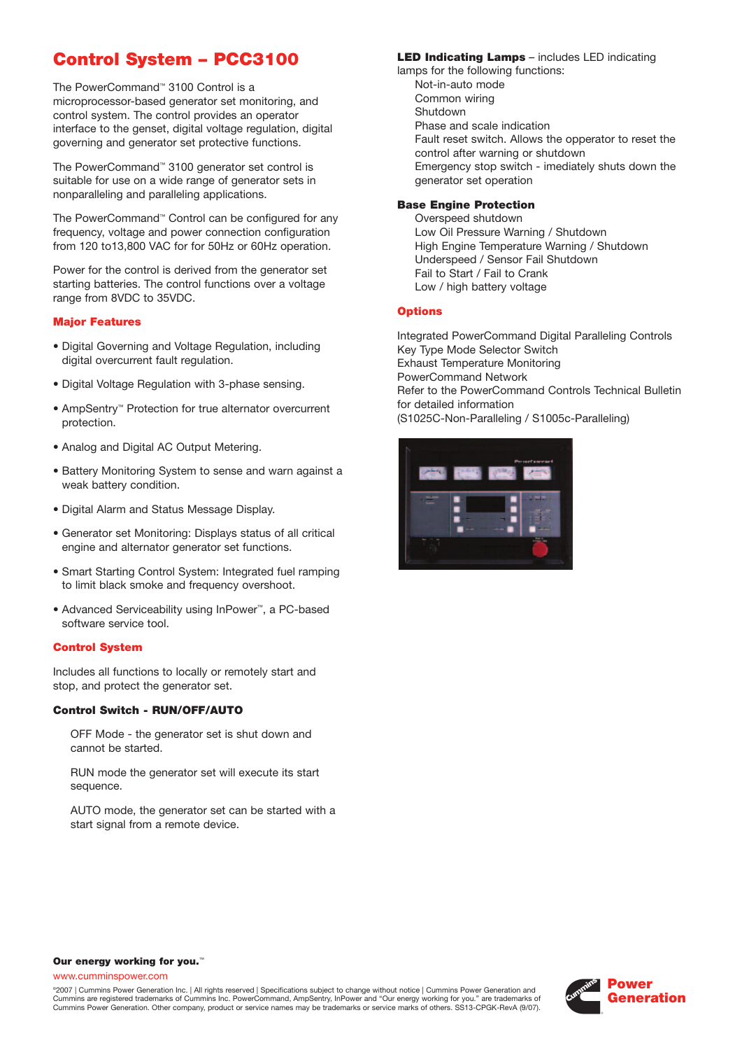# Control System – PCC3100

The PowerCommand™ 3100 Control is a microprocessor-based generator set monitoring, and control system. The control provides an operator interface to the genset, digital voltage regulation, digital governing and generator set protective functions.

The PowerCommand™ 3100 generator set control is suitable for use on a wide range of generator sets in nonparalleling and paralleling applications.

The PowerCommand™ Control can be configured for any frequency, voltage and power connection configuration from 120 to13,800 VAC for for 50Hz or 60Hz operation.

Power for the control is derived from the generator set starting batteries. The control functions over a voltage range from 8VDC to 35VDC.

## Major Features

- Digital Governing and Voltage Regulation, including digital overcurrent fault regulation.
- Digital Voltage Regulation with 3-phase sensing.
- AmpSentry™ Protection for true alternator overcurrent protection.
- Analog and Digital AC Output Metering.
- Battery Monitoring System to sense and warn against a weak battery condition.
- Digital Alarm and Status Message Display.
- Generator set Monitoring: Displays status of all critical engine and alternator generator set functions.
- Smart Starting Control System: Integrated fuel ramping to limit black smoke and frequency overshoot.
- Advanced Serviceability using InPower™, a PC-based software service tool.

## Control System

Includes all functions to locally or remotely start and stop, and protect the generator set.

### Control Switch - RUN/OFF/AUTO

OFF Mode - the generator set is shut down and cannot be started.

RUN mode the generator set will execute its start sequence.

AUTO mode, the generator set can be started with a start signal from a remote device.

**LED Indicating Lamps** – includes LED indicating lamps for the following functions:

Not-in-auto mode
Common wiring
Shutdown
Phase and scale indication
Fault reset switch. Allows the opperator to reset the control after warning or shutdown
Emergency stop switch - imediately shuts down the generator set operation

### Base Engine Protection

Overspeed shutdown
Low Oil Pressure Warning / Shutdown
High Engine Temperature Warning / Shutdown
Underspeed / Sensor Fail Shutdown
Fail to Start / Fail to Crank
Low / high battery voltage

## Options

Integrated PowerCommand Digital Paralleling Controls
Key Type Mode Selector Switch
Exhaust Temperature Monitoring
PowerCommand Network
Refer to the PowerCommand Controls Technical Bulletin for detailed information
(S1025C-Non-Paralleling / S1005c-Paralleling)

**Our energy working for you.™**

www.cumminspower.com

©2007 | Cummins Power Generation Inc. | All rights reserved | Specifications subject to change without notice | Cummins Power Generation and Cummins are registered trademarks of Cummins Inc. PowerCommand, AmpSentry, InPower and "Our energy working for you." are trademarks of Cummins Power Generation. Other company, product or service names may be trademarks or service marks of others. SS13-CPGK-RevA (9/07).

Power Generation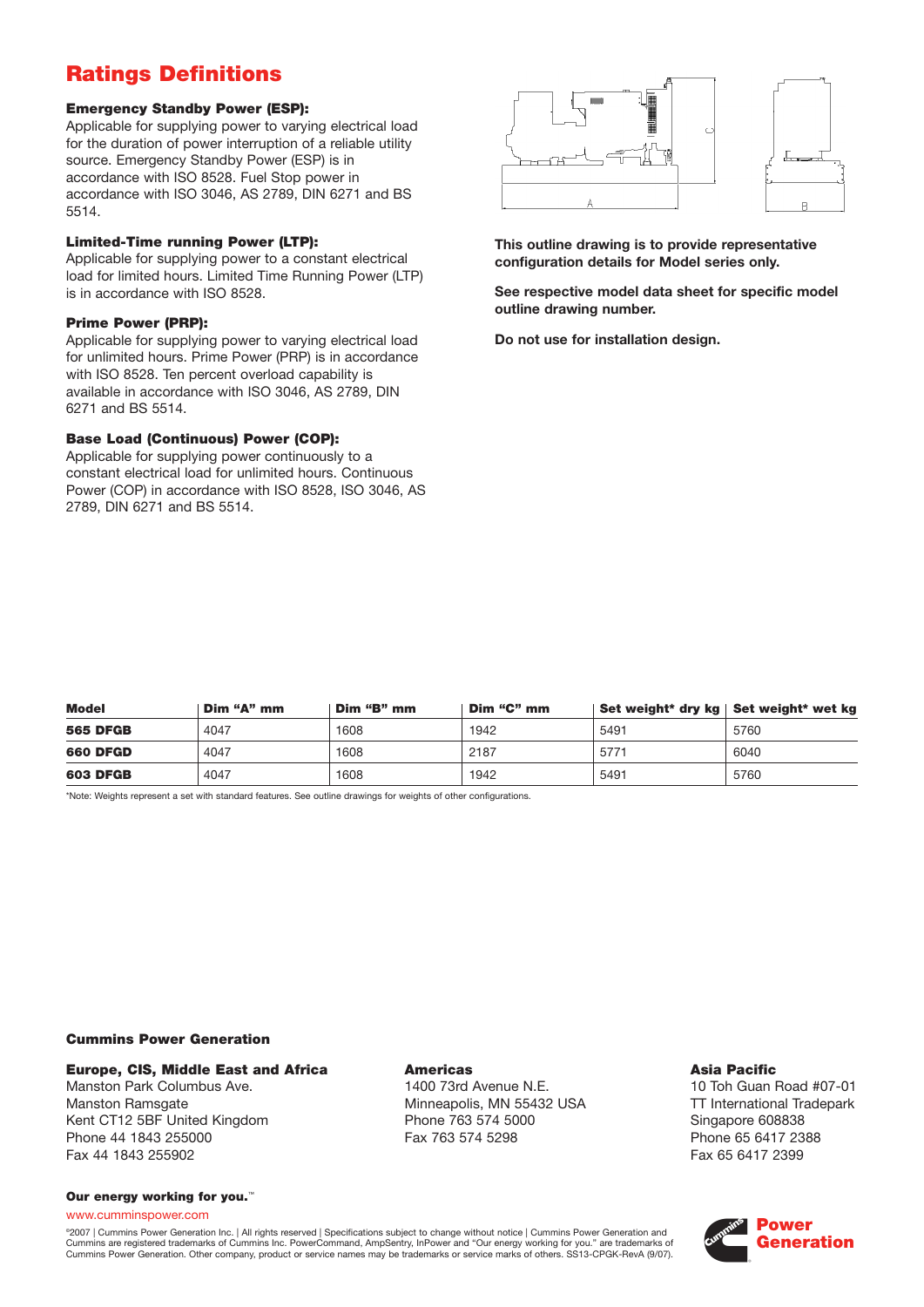## Ratings Definitions

**Emergency Standby Power (ESP):**
Applicable for supplying power to varying electrical load for the duration of power interruption of a reliable utility source. Emergency Standby Power (ESP) is in accordance with ISO 8528. Fuel Stop power in accordance with ISO 3046, AS 2789, DIN 6271 and BS 5514.

**Limited-Time running Power (LTP):**
Applicable for supplying power to a constant electrical load for limited hours. Limited Time Running Power (LTP) is in accordance with ISO 8528.

**Prime Power (PRP):**
Applicable for supplying power to varying electrical load for unlimited hours. Prime Power (PRP) is in accordance with ISO 8528. Ten percent overload capability is available in accordance with ISO 3046, AS 2789, DIN 6271 and BS 5514.

**Base Load (Continuous) Power (COP):**
Applicable for supplying power continuously to a constant electrical load for unlimited hours. Continuous Power (COP) in accordance with ISO 8528, ISO 3046, AS 2789, DIN 6271 and BS 5514.

A

B

C

**This outline drawing is to provide representative configuration details for Model series only.**

**See respective model data sheet for specific model outline drawing number.**

**Do not use for installation design.**

| Model | Dim "A" mm | Dim "B" mm | Dim "C" mm | Set weight* dry kg | Set weight* wet kg |
|---|---|---|---|---|---|
| **565 DFGB** | 4047 | 1608 | 1942 | 5491 | 5760 |
| **660 DFGD** | 4047 | 1608 | 2187 | 5771 | 6040 |
| **603 DFGB** | 4047 | 1608 | 1942 | 5491 | 5760 |

*Note: Weights represent a set with standard features. See outline drawings for weights of other configurations.

**Cummins Power Generation**

**Europe, CIS, Middle East and Africa**
Manston Park Columbus Ave.
Manston Ramsgate
Kent CT12 5BF United Kingdom
Phone 44 1843 255000
Fax 44 1843 255902

**Americas**
1400 73rd Avenue N.E.
Minneapolis, MN 55432 USA
Phone 763 574 5000
Fax 763 574 5298

**Asia Pacific**
10 Toh Guan Road #07-01
TT International Tradepark
Singapore 608838
Phone 65 6417 2388
Fax 65 6417 2399

**Our energy working for you.™**

www.cumminspower.com

©2007 | Cummins Power Generation Inc. | All rights reserved | Specifications subject to change without notice | Cummins Power Generation and Cummins are registered trademarks of Cummins Inc. PowerCommand, AmpSentry, InPower and "Our energy working for you." are trademarks of Cummins Power Generation. Other company, product or service names may be trademarks or service marks of others. SS13-CPGK-RevA (9/07).

Cummins Power Generation